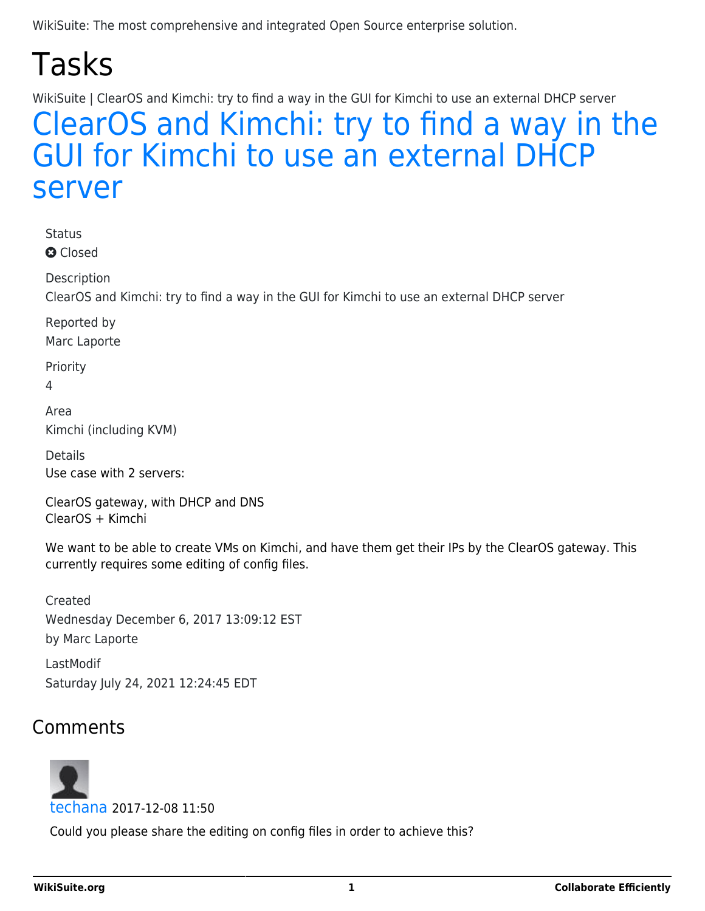WikiSuite: The most comprehensive and integrated Open Source enterprise solution.

# Tasks

WikiSuite | ClearOS and Kimchi: try to find a way in the GUI for Kimchi to use an external DHCP server

# ClearOS and Kimchi: try to find a way in the GUI for Kimchi to use an external DHCP server

Status

Closed

Description

ClearOS and Kimchi: try to find a way in the GUI for Kimchi to use an external DHCP server

Reported by

Marc Laporte

Priority

4

Area

Kimchi (including KVM)

Details

Use case with 2 servers:

ClearOS gateway, with DHCP and DNS
ClearOS + Kimchi

We want to be able to create VMs on Kimchi, and have them get their IPs by the ClearOS gateway. This currently requires some editing of config files.

Created

Wednesday December 6, 2017 13:09:12 EST

by Marc Laporte

LastModif

Saturday July 24, 2021 12:24:45 EDT

## Comments

techana 2017-12-08 11:50

Could you please share the editing on config files in order to achieve this?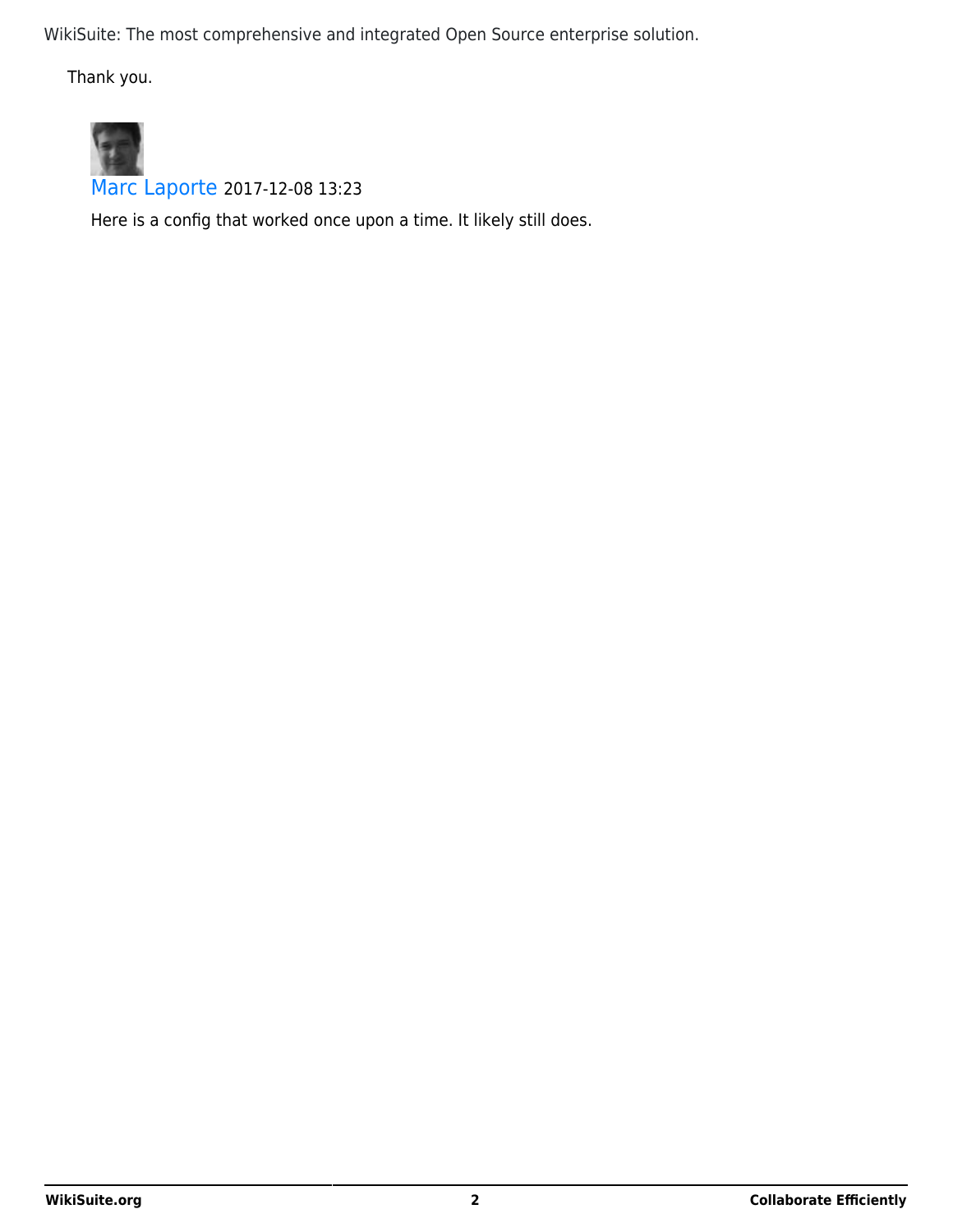WikiSuite: The most comprehensive and integrated Open Source enterprise solution.

Thank you.

Marc Laporte 2017-12-08 13:23

Here is a config that worked once upon a time. It likely still does.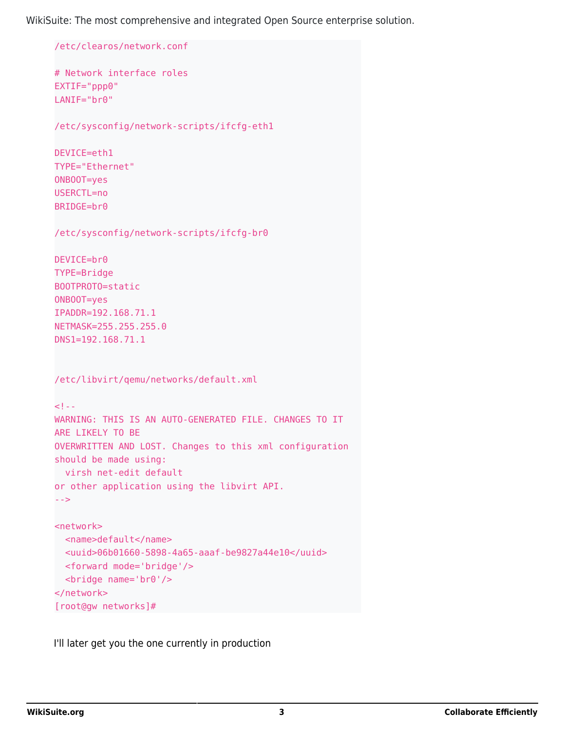```
/etc/clearos/network.conf

# Network interface roles
EXTIF="ppp0"
LANIF="br0"

/etc/sysconfig/network-scripts/ifcfg-eth1

DEVICE=eth1
TYPE="Ethernet"
ONBOOT=yes
USERCTL=no
BRIDGE=br0

/etc/sysconfig/network-scripts/ifcfg-br0

DEVICE=br0
TYPE=Bridge
BOOTPROTO=static
ONBOOT=yes
IPADDR=192.168.71.1
NETMASK=255.255.255.0
DNS1=192.168.71.1


/etc/libvirt/qemu/networks/default.xml

<!--
WARNING: THIS IS AN AUTO-GENERATED FILE. CHANGES TO IT
ARE LIKELY TO BE
OVERWRITTEN AND LOST. Changes to this xml configuration
should be made using:
  virsh net-edit default
or other application using the libvirt API.
-->

<network>
  <name>default</name>
  <uuid>06b01660-5898-4a65-aaaf-be9827a44e10</uuid>
  <forward mode='bridge'/>
  <bridge name='br0'/>
</network>
[root@gw networks]#
```

I'll later get you the one currently in production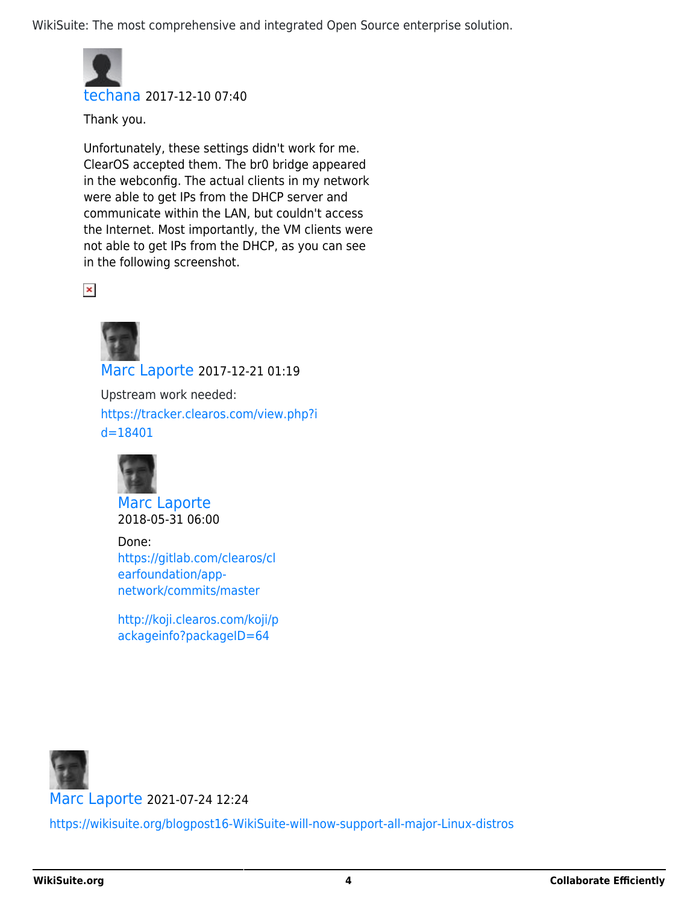techana 2017-12-10 07:40

Thank you.

Unfortunately, these settings didn't work for me. ClearOS accepted them. The br0 bridge appeared in the webconfig. The actual clients in my network were able to get IPs from the DHCP server and communicate within the LAN, but couldn't access the Internet. Most importantly, the VM clients were not able to get IPs from the DHCP, as you can see in the following screenshot.

Marc Laporte 2017-12-21 01:19

Upstream work needed: https://tracker.clearos.com/view.php?id=18401

Marc Laporte 2018-05-31 06:00

Done: https://gitlab.com/clearos/clearfoundation/app-network/commits/master

http://koji.clearos.com/koji/packageinfo?packageID=64

Marc Laporte 2021-07-24 12:24

https://wikisuite.org/blogpost16-WikiSuite-will-now-support-all-major-Linux-distros